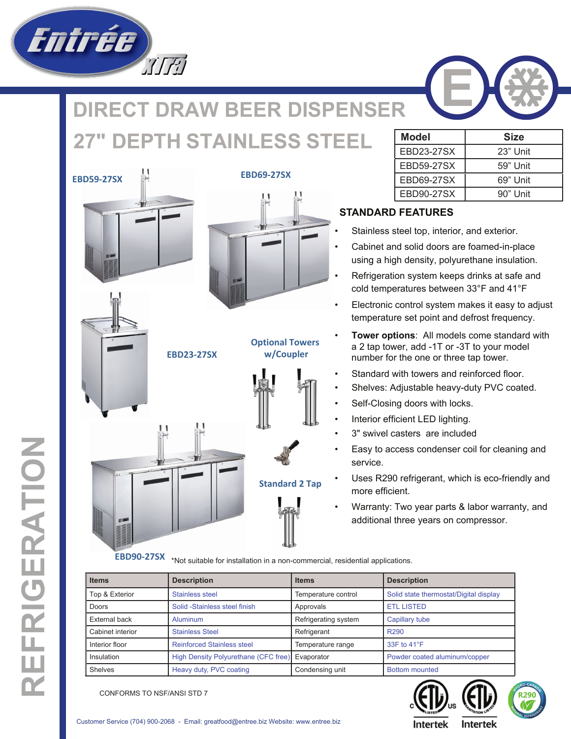# DIRECT DRAW BEER DISPENSER

# 27" DEPTH STAINLESS STEEL

| Model | Size |
|---|---|
| EBD23-27SX | 23" Unit |
| EBD59-27SX | 59" Unit |
| EBD69-27SX | 69" Unit |
| EBD90-27SX | 90" Unit |

EBD59-27SX

EBD69-27SX

EBD23-27SX

Optional Towers w/Coupler

Standard 2 Tap

EBD90-27SX

## STANDARD FEATURES

- Stainless steel top, interior, and exterior.
- Cabinet and solid doors are foamed-in-place using a high density, polyurethane insulation.
- Refrigeration system keeps drinks at safe and cold temperatures between 33°F and 41°F
- Electronic control system makes it easy to adjust temperature set point and defrost frequency.
- **Tower options**: All models come standard with a 2 tap tower, add -1T or -3T to your model number for the one or three tap tower.
- Standard with towers and reinforced floor.
- Shelves: Adjustable heavy-duty PVC coated.
- Self-Closing doors with locks.
- Interior efficient LED lighting.
- 3" swivel casters are included
- Easy to access condenser coil for cleaning and service.
- Uses R290 refrigerant, which is eco-friendly and more efficient.
- Warranty: Two year parts & labor warranty, and additional three years on compressor.

*Not suitable for installation in a non-commercial, residential applications.

| Items | Description | Items | Description |
|---|---|---|---|
| Top & Exterior | Stainless steel | Temperature control | Solid state thermostat/Digital display |
| Doors | Solid -Stainless steel finish | Approvals | ETL LISTED |
| External back | Aluminum | Refrigerating system | Capillary tube |
| Cabinet interior | Stainless Steel | Refrigerant | R290 |
| Interior floor | Reinforced Stainless steel | Temperature range | 33F to 41°F |
| Insulation | High Density Polyurethane (CFC free) | Evaporator | Powder coated aluminum/copper |
| Shelves | Heavy duty, PVC coating | Condensing unit | Bottom mounted |

CONFORMS TO NSF/ANSI STD 7

Customer Service (704) 900-2068 - Email: greatfood@entree.biz Website: www.entree.biz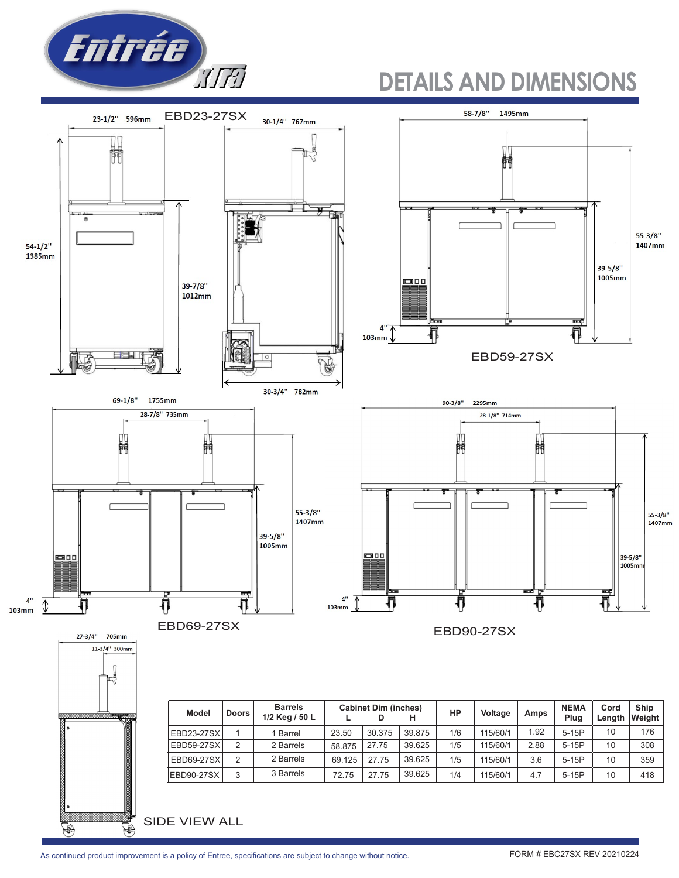# DETAILS AND DIMENSIONS

EBD23-27SX

23-1/2" 596mm

30-1/4" 767mm

54-1/2" 1385mm

39-7/8" 1012mm

30-3/4" 782mm

EBD59-27SX

58-7/8" 1495mm

55-3/8" 1407mm

39-5/8" 1005mm

4" 103mm

EBD69-27SX

69-1/8" 1755mm

28-7/8" 735mm

55-3/8" 1407mm

39-5/8" 1005mm

4" 103mm

EBD90-27SX

90-3/8" 2295mm

28-1/8" 714mm

55-3/8" 1407mm

39-5/8" 1005mm

4" 103mm

SIDE VIEW ALL

27-3/4" 705mm

11-3/4" 300mm

| Model | Doors | Barrels 1/2 Keg / 50 L | Cabinet Dim (inches) L | D | H | HP | Voltage | Amps | NEMA Plug | Cord Length | Ship Weight |
|---|---|---|---|---|---|---|---|---|---|---|---|
| EBD23-27SX | 1 | 1 Barrel | 23.50 | 30.375 | 39.875 | 1/6 | 115/60/1 | 1.92 | 5-15P | 10 | 176 |
| EBD59-27SX | 2 | 2 Barrels | 58.875 | 27.75 | 39.625 | 1/5 | 115/60/1 | 2.88 | 5-15P | 10 | 308 |
| EBD69-27SX | 2 | 2 Barrels | 69.125 | 27.75 | 39.625 | 1/5 | 115/60/1 | 3.6 | 5-15P | 10 | 359 |
| EBD90-27SX | 3 | 3 Barrels | 72.75 | 27.75 | 39.625 | 1/4 | 115/60/1 | 4.7 | 5-15P | 10 | 418 |

As continued product improvement is a policy of Entree, specifications are subject to change without notice.

FORM # EBC27SX REV 20210224